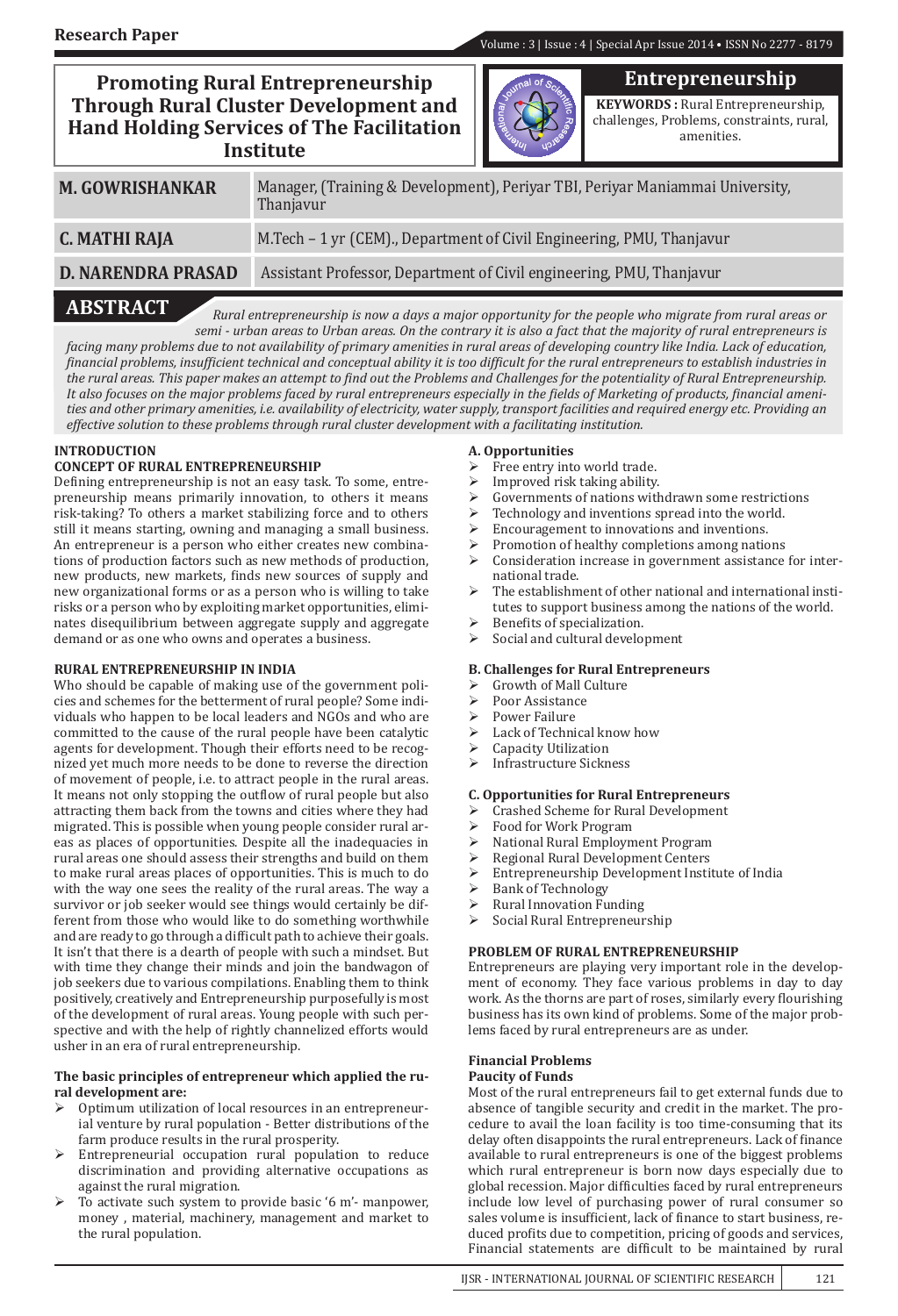Research Paper

# Promoting Rural Entrepreneurship Through Rural Cluster Development and Hand Holding Services of The Facilitation Institute

**Entrepreneurship**

**KEYWORDS :** Rural Entrepreneurship, challenges, Problems, constraints, rural, amenities.

| | |
|---|---|
| **M. GOWRISHANKAR** | Manager, (Training & Development), Periyar TBI, Periyar Maniammai University, Thanjavur |
| **C. MATHI RAJA** | M.Tech – 1 yr (CEM)., Department of Civil Engineering, PMU, Thanjavur |
| **D. NARENDRA PRASAD** | Assistant Professor, Department of Civil engineering, PMU, Thanjavur |

## ABSTRACT

*Rural entrepreneurship is now a days a major opportunity for the people who migrate from rural areas or semi - urban areas to Urban areas. On the contrary it is also a fact that the majority of rural entrepreneurs is facing many problems due to not availability of primary amenities in rural areas of developing country like India. Lack of education, financial problems, insufficient technical and conceptual ability it is too difficult for the rural entrepreneurs to establish industries in the rural areas. This paper makes an attempt to find out the Problems and Challenges for the potentiality of Rural Entrepreneurship. It also focuses on the major problems faced by rural entrepreneurs especially in the fields of Marketing of products, financial amenities and other primary amenities, i.e. availability of electricity, water supply, transport facilities and required energy etc. Providing an effective solution to these problems through rural cluster development with a facilitating institution.*

## INTRODUCTION

### CONCEPT OF RURAL ENTREPRENEURSHIP

Defining entrepreneurship is not an easy task. To some, entrepreneurship means primarily innovation, to others it means risk-taking? To others a market stabilizing force and to others still it means starting, owning and managing a small business. An entrepreneur is a person who either creates new combinations of production factors such as new methods of production, new products, new markets, finds new sources of supply and new organizational forms or as a person who is willing to take risks or a person who by exploiting market opportunities, eliminates disequilibrium between aggregate supply and aggregate demand or as one who owns and operates a business.

### RURAL ENTREPRENEURSHIP IN INDIA

Who should be capable of making use of the government policies and schemes for the betterment of rural people? Some individuals who happen to be local leaders and NGOs and who are committed to the cause of the rural people have been catalytic agents for development. Though their efforts need to be recognized yet much more needs to be done to reverse the direction of movement of people, i.e. to attract people in the rural areas. It means not only stopping the outflow of rural people but also attracting them back from the towns and cities where they had migrated. This is possible when young people consider rural areas as places of opportunities. Despite all the inadequacies in rural areas one should assess their strengths and build on them to make rural areas places of opportunities. This is much to do with the way one sees the reality of the rural areas. The way a survivor or job seeker would see things would certainly be different from those who would like to do something worthwhile and are ready to go through a difficult path to achieve their goals. It isn't that there is a dearth of people with such a mindset. But with time they change their minds and join the bandwagon of job seekers due to various compilations. Enabling them to think positively, creatively and Entrepreneurship purposefully is most of the development of rural areas. Young people with such perspective and with the help of rightly channelized efforts would usher in an era of rural entrepreneurship.

**The basic principles of entrepreneur which applied the rural development are:**

- Optimum utilization of local resources in an entrepreneurial venture by rural population - Better distributions of the farm produce results in the rural prosperity.
- Entrepreneurial occupation rural population to reduce discrimination and providing alternative occupations as against the rural migration.
- To activate such system to provide basic '6 m'- manpower, money , material, machinery, management and market to the rural population.

**A. Opportunities**

- Free entry into world trade.
- Improved risk taking ability.
- Governments of nations withdrawn some restrictions
- Technology and inventions spread into the world.
- Encouragement to innovations and inventions.
- Promotion of healthy completions among nations
- Consideration increase in government assistance for international trade.
- The establishment of other national and international institutes to support business among the nations of the world.
- Benefits of specialization.
- Social and cultural development

**B. Challenges for Rural Entrepreneurs**

- Growth of Mall Culture
- Poor Assistance
- Power Failure
- Lack of Technical know how
- Capacity Utilization
- Infrastructure Sickness

**C. Opportunities for Rural Entrepreneurs**

- Crashed Scheme for Rural Development
- Food for Work Program
- National Rural Employment Program
- Regional Rural Development Centers
- Entrepreneurship Development Institute of India
- Bank of Technology
- Rural Innovation Funding
- Social Rural Entrepreneurship

### PROBLEM OF RURAL ENTREPRENEURSHIP

Entrepreneurs are playing very important role in the development of economy. They face various problems in day to day work. As the thorns are part of roses, similarly every flourishing business has its own kind of problems. Some of the major problems faced by rural entrepreneurs are as under.

**Financial Problems**

**Paucity of Funds**

Most of the rural entrepreneurs fail to get external funds due to absence of tangible security and credit in the market. The procedure to avail the loan facility is too time-consuming that its delay often disappoints the rural entrepreneurs. Lack of finance available to rural entrepreneurs is one of the biggest problems which rural entrepreneur is born now days especially due to global recession. Major difficulties faced by rural entrepreneurs include low level of purchasing power of rural consumer so sales volume is insufficient, lack of finance to start business, reduced profits due to competition, pricing of goods and services, Financial statements are difficult to be maintained by rural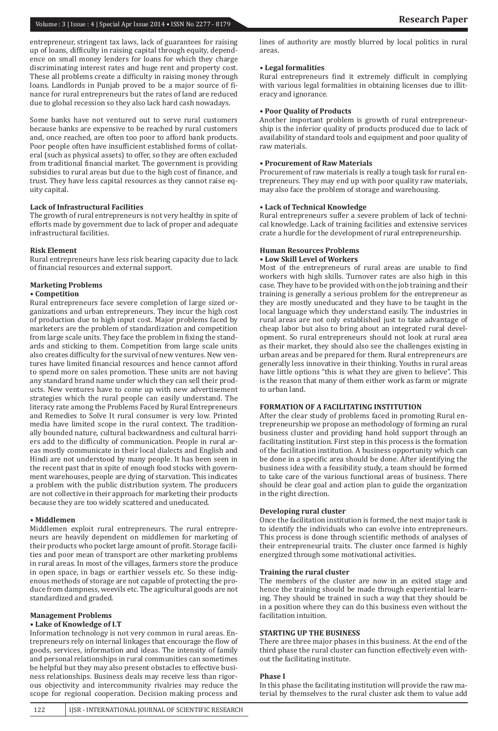entrepreneur, stringent tax laws, lack of guarantees for raising up of loans, difficulty in raising capital through equity, dependence on small money lenders for loans for which they charge discriminating interest rates and huge rent and property cost. These all problems create a difficulty in raising money through loans. Landlords in Punjab proved to be a major source of finance for rural entrepreneurs but the rates of land are reduced due to global recession so they also lack hard cash nowadays.

Some banks have not ventured out to serve rural customers because banks are expensive to be reached by rural customers and, once reached, are often too poor to afford bank products. Poor people often have insufficient established forms of collateral (such as physical assets) to offer, so they are often excluded from traditional financial market. The government is providing subsidies to rural areas but due to the high cost of finance, and trust. They have less capital resources as they cannot raise equity capital.

**Lack of Infrastructural Facilities**

The growth of rural entrepreneurs is not very healthy in spite of efforts made by government due to lack of proper and adequate infrastructural facilities.

**Risk Element**

Rural entrepreneurs have less risk bearing capacity due to lack of financial resources and external support.

**Marketing Problems**

**• Competition**

Rural entrepreneurs face severe completion of large sized organizations and urban entrepreneurs. They incur the high cost of production due to high input cost. Major problems faced by marketers are the problem of standardization and competition from large scale units. They face the problem in fixing the standards and sticking to them. Competition from large scale units also creates difficulty for the survival of new ventures. New ventures have limited financial resources and hence cannot afford to spend more on sales promotion. These units are not having any standard brand name under which they can sell their products. New ventures have to come up with new advertisement strategies which the rural people can easily understand. The literacy rate among the Problems Faced by Rural Entrepreneurs and Remedies to Solve It rural consumer is very low. Printed media have limited scope in the rural context. The traditionally bounded nature, cultural backwardness and cultural barriers add to the difficulty of communication. People in rural areas mostly communicate in their local dialects and English and Hindi are not understood by many people. It has been seen in the recent past that in spite of enough food stocks with government warehouses, people are dying of starvation. This indicates a problem with the public distribution system. The producers are not collective in their approach for marketing their products because they are too widely scattered and uneducated.

**• Middlemen**

Middlemen exploit rural entrepreneurs. The rural entrepreneurs are heavily dependent on middlemen for marketing of their products who pocket large amount of profit. Storage facilities and poor mean of transport are other marketing problems in rural areas. In most of the villages, farmers store the produce in open space, in bags or earthier vessels etc. So these indigenous methods of storage are not capable of protecting the produce from dampness, weevils etc. The agricultural goods are not standardized and graded.

**Management Problems**

**• Lake of Knowledge of I.T**

Information technology is not very common in rural areas. Entrepreneurs rely on internal linkages that encourage the flow of goods, services, information and ideas. The intensity of family and personal relationships in rural communities can sometimes be helpful but they may also present obstacles to effective business relationships. Business deals may receive less than rigorous objectivity and intercommunity rivalries may reduce the scope for regional cooperation. Decision making process and lines of authority are mostly blurred by local politics in rural areas.

**• Legal formalities**

Rural entrepreneurs find it extremely difficult in complying with various legal formalities in obtaining licenses due to illiteracy and ignorance.

**• Poor Quality of Products**

Another important problem is growth of rural entrepreneurship is the inferior quality of products produced due to lack of availability of standard tools and equipment and poor quality of raw materials.

**• Procurement of Raw Materials**

Procurement of raw materials is really a tough task for rural entrepreneurs. They may end up with poor quality raw materials, may also face the problem of storage and warehousing.

**• Lack of Technical Knowledge**

Rural entrepreneurs suffer a severe problem of lack of technical knowledge. Lack of training facilities and extensive services crate a hurdle for the development of rural entrepreneurship.

**Human Resources Problems**

**• Low Skill Level of Workers**

Most of the entrepreneurs of rural areas are unable to find workers with high skills. Turnover rates are also high in this case. They have to be provided with on the job training and their training is generally a serious problem for the entrepreneur as they are mostly uneducated and they have to be taught in the local language which they understand easily. The industries in rural areas are not only established just to take advantage of cheap labor but also to bring about an integrated rural development. So rural entrepreneurs should not look at rural area as their market, they should also see the challenges existing in urban areas and be prepared for them. Rural entrepreneurs are generally less innovative in their thinking. Youths in rural areas have little options "this is what they are given to believe". This is the reason that many of them either work as farm or migrate to urban land.

## FORMATION OF A FACILITATING INSTITUTION

After the clear study of problems faced in promoting Rural entrepreneurship we propose an methodology of forming an rural business cluster and providing hand hold support through an facilitating institution. First step in this process is the formation of the facilitation institution. A business opportunity which can be done in a specific area should be done. After identifying the business idea with a feasibility study, a team should be formed to take care of the various functional areas of business. There should be clear goal and action plan to guide the organization in the right direction.

**Developing rural cluster**

Once the facilitation institution is formed, the next major task is to identify the individuals who can evolve into entrepreneurs. This process is done through scientific methods of analyses of their entrepreneurial traits. The cluster once farmed is highly energized through some motivational activities.

**Training the rural cluster**

The members of the cluster are now in an exited stage and hence the training should be made through experiential learning. They should be trained in such a way that they should be in a position where they can do this business even without the facilitation intuition.

## STARTING UP THE BUSINESS

There are three major phases in this business. At the end of the third phase the rural cluster can function effectively even without the facilitating institute.

**Phase I**

In this phase the facilitating institution will provide the raw material by themselves to the rural cluster ask them to value add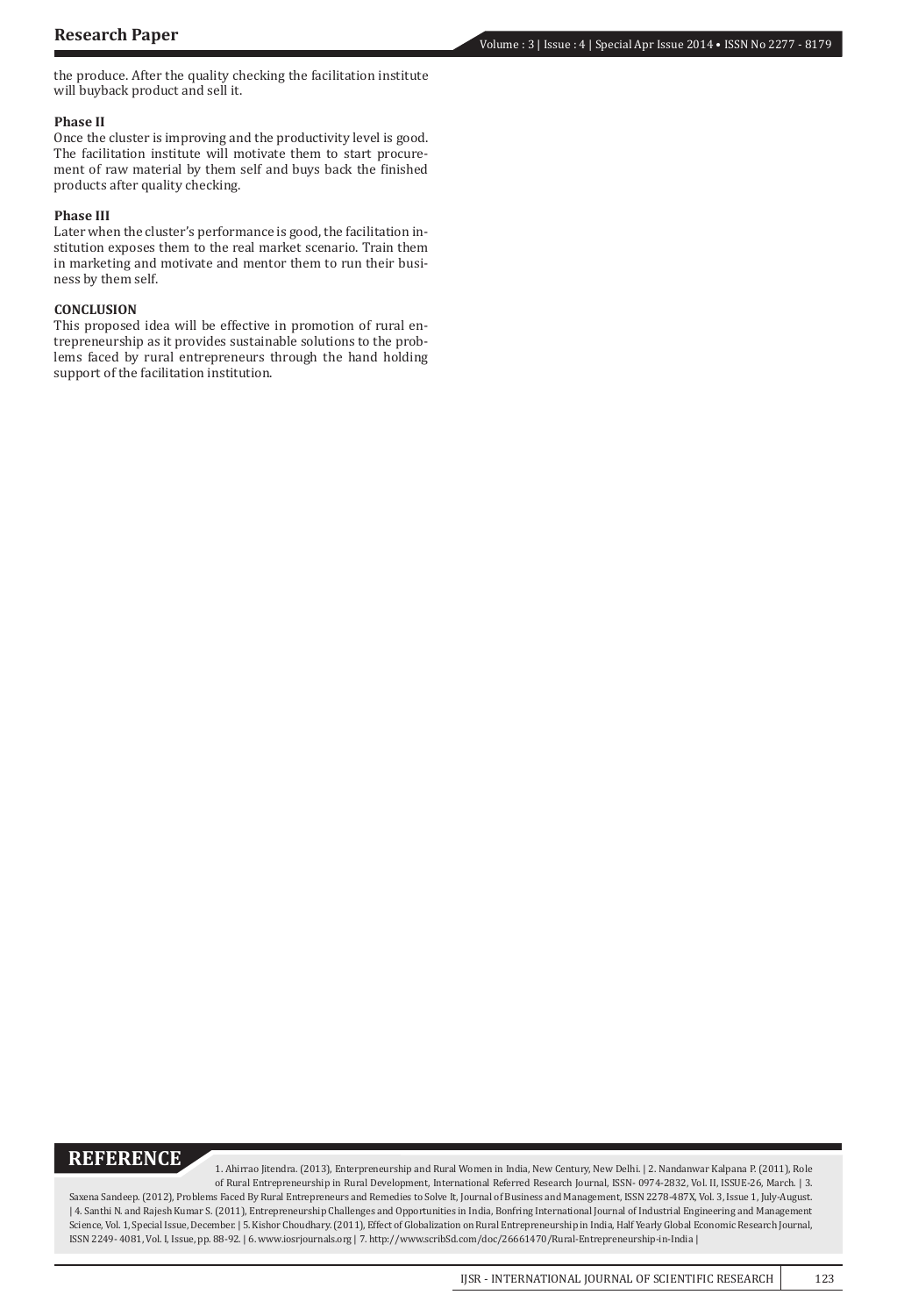the produce. After the quality checking the facilitation institute will buyback product and sell it.

**Phase II**

Once the cluster is improving and the productivity level is good. The facilitation institute will motivate them to start procurement of raw material by them self and buys back the finished products after quality checking.

**Phase III**

Later when the cluster's performance is good, the facilitation institution exposes them to the real market scenario. Train them in marketing and motivate and mentor them to run their business by them self.

## CONCLUSION

This proposed idea will be effective in promotion of rural entrepreneurship as it provides sustainable solutions to the problems faced by rural entrepreneurs through the hand holding support of the facilitation institution.

## REFERENCE

1. Ahirrao Jitendra. (2013), Enterpreneurship and Rural Women in India, New Century, New Delhi. | 2. Nandanwar Kalpana P. (2011), Role of Rural Entrepreneurship in Rural Development, International Referred Research Journal, ISSN- 0974-2832, Vol. II, ISSUE-26, March. | 3. Saxena Sandeep. (2012), Problems Faced By Rural Entrepreneurs and Remedies to Solve It, Journal of Business and Management, ISSN 2278-487X, Vol. 3, Issue 1, July-August. | 4. Santhi N. and Rajesh Kumar S. (2011), Entrepreneurship Challenges and Opportunities in India, Bonfring International Journal of Industrial Engineering and Management Science, Vol. 1, Special Issue, December. | 5. Kishor Choudhary. (2011), Effect of Globalization on Rural Entrepreneurship in India, Half Yearly Global Economic Research Journal, ISSN 2249- 4081, Vol. I, Issue, pp. 88-92. | 6. www.iosrjournals.org | 7. http://www.scribSd.com/doc/26661470/Rural-Entrepreneurship-in-India |